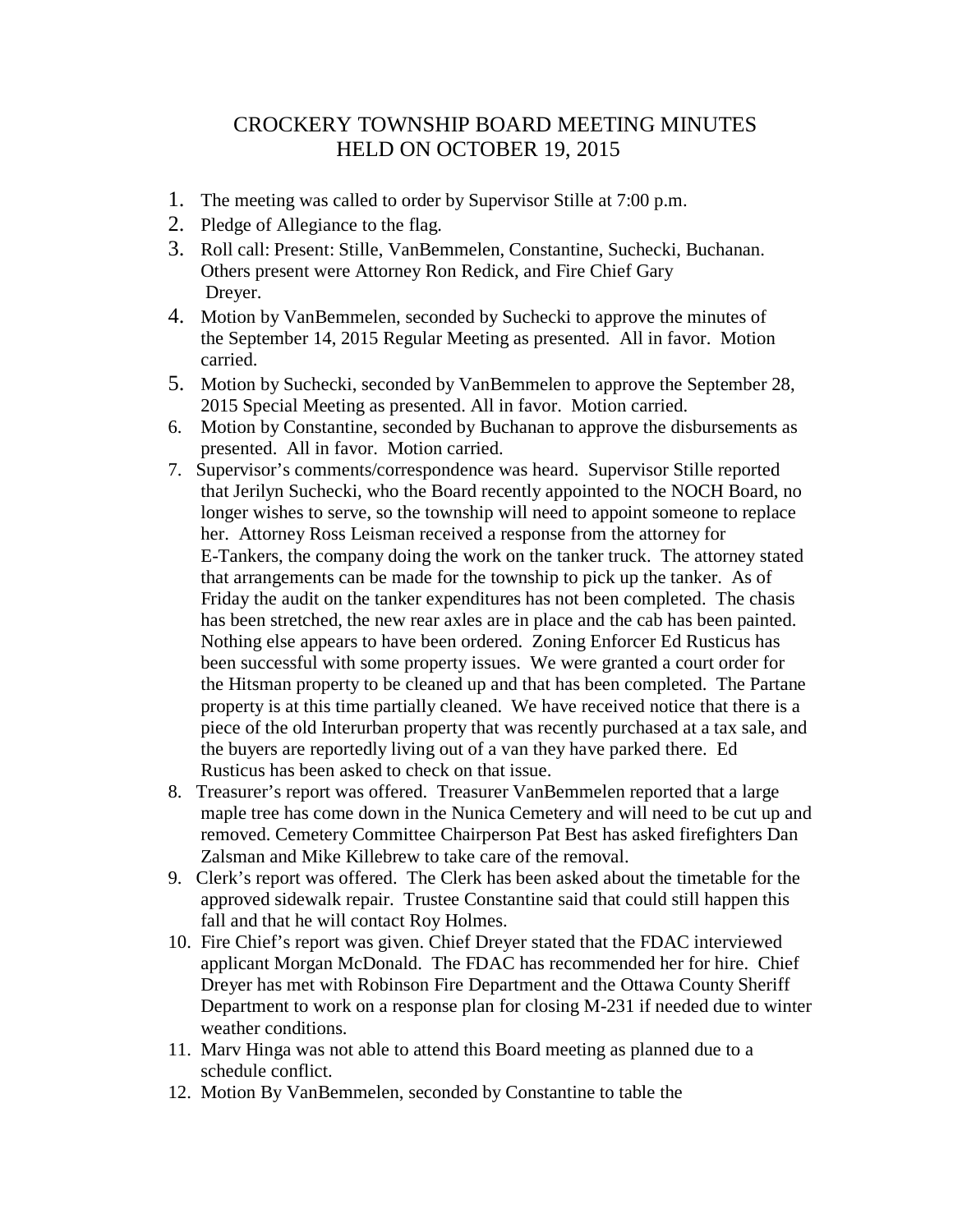# CROCKERY TOWNSHIP BOARD MEETING MINUTES HELD ON OCTOBER 19, 2015

1. The meeting was called to order by Supervisor Stille at 7:00 p.m.
2. Pledge of Allegiance to the flag.
3. Roll call: Present: Stille, VanBemmelen, Constantine, Suchecki, Buchanan. Others present were Attorney Ron Redick, and Fire Chief Gary Dreyer.
4. Motion by VanBemmelen, seconded by Suchecki to approve the minutes of the September 14, 2015 Regular Meeting as presented. All in favor. Motion carried.
5. Motion by Suchecki, seconded by VanBemmelen to approve the September 28, 2015 Special Meeting as presented. All in favor. Motion carried.
6. Motion by Constantine, seconded by Buchanan to approve the disbursements as presented. All in favor. Motion carried.
7. Supervisor's comments/correspondence was heard. Supervisor Stille reported that Jerilyn Suchecki, who the Board recently appointed to the NOCH Board, no longer wishes to serve, so the township will need to appoint someone to replace her. Attorney Ross Leisman received a response from the attorney for E-Tankers, the company doing the work on the tanker truck. The attorney stated that arrangements can be made for the township to pick up the tanker. As of Friday the audit on the tanker expenditures has not been completed. The chasis has been stretched, the new rear axles are in place and the cab has been painted. Nothing else appears to have been ordered. Zoning Enforcer Ed Rusticus has been successful with some property issues. We were granted a court order for the Hitsman property to be cleaned up and that has been completed. The Partane property is at this time partially cleaned. We have received notice that there is a piece of the old Interurban property that was recently purchased at a tax sale, and the buyers are reportedly living out of a van they have parked there. Ed Rusticus has been asked to check on that issue.
8. Treasurer's report was offered. Treasurer VanBemmelen reported that a large maple tree has come down in the Nunica Cemetery and will need to be cut up and removed. Cemetery Committee Chairperson Pat Best has asked firefighters Dan Zalsman and Mike Killebrew to take care of the removal.
9. Clerk's report was offered. The Clerk has been asked about the timetable for the approved sidewalk repair. Trustee Constantine said that could still happen this fall and that he will contact Roy Holmes.
10. Fire Chief's report was given. Chief Dreyer stated that the FDAC interviewed applicant Morgan McDonald. The FDAC has recommended her for hire. Chief Dreyer has met with Robinson Fire Department and the Ottawa County Sheriff Department to work on a response plan for closing M-231 if needed due to winter weather conditions.
11. Marv Hinga was not able to attend this Board meeting as planned due to a schedule conflict.
12. Motion By VanBemmelen, seconded by Constantine to table the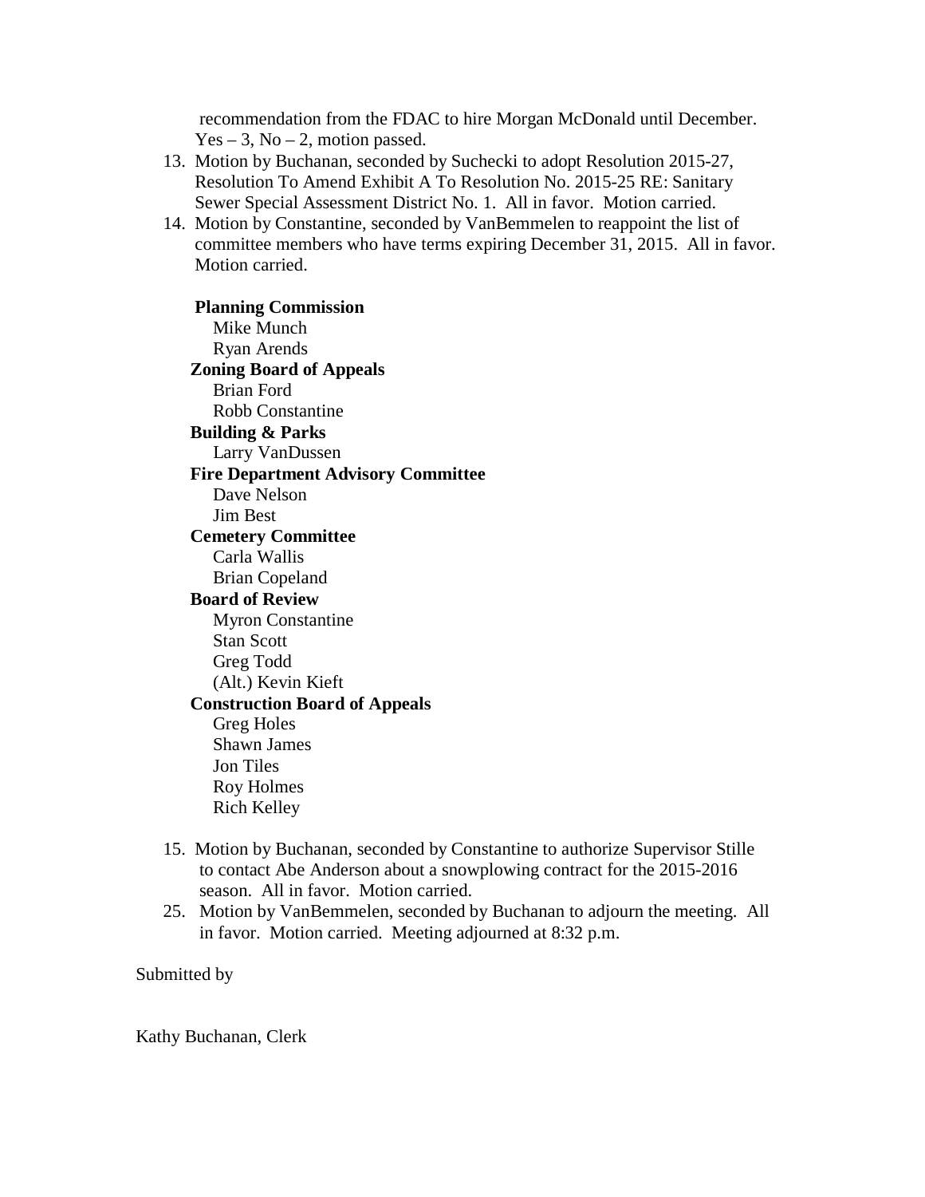recommendation from the FDAC to hire Morgan McDonald until December. Yes – 3, No – 2, motion passed.

13. Motion by Buchanan, seconded by Suchecki to adopt Resolution 2015-27, Resolution To Amend Exhibit A To Resolution No. 2015-25 RE: Sanitary Sewer Special Assessment District No. 1. All in favor. Motion carried.
14. Motion by Constantine, seconded by VanBemmelen to reappoint the list of committee members who have terms expiring December 31, 2015. All in favor. Motion carried.

**Planning Commission**
Mike Munch
Ryan Arends

**Zoning Board of Appeals**
Brian Ford
Robb Constantine

**Building & Parks**
Larry VanDussen

**Fire Department Advisory Committee**
Dave Nelson
Jim Best

**Cemetery Committee**
Carla Wallis
Brian Copeland

**Board of Review**
Myron Constantine
Stan Scott
Greg Todd
(Alt.) Kevin Kieft

**Construction Board of Appeals**
Greg Holes
Shawn James
Jon Tiles
Roy Holmes
Rich Kelley

15. Motion by Buchanan, seconded by Constantine to authorize Supervisor Stille to contact Abe Anderson about a snowplowing contract for the 2015-2016 season. All in favor. Motion carried.

25. Motion by VanBemmelen, seconded by Buchanan to adjourn the meeting. All in favor. Motion carried. Meeting adjourned at 8:32 p.m.

Submitted by

Kathy Buchanan, Clerk